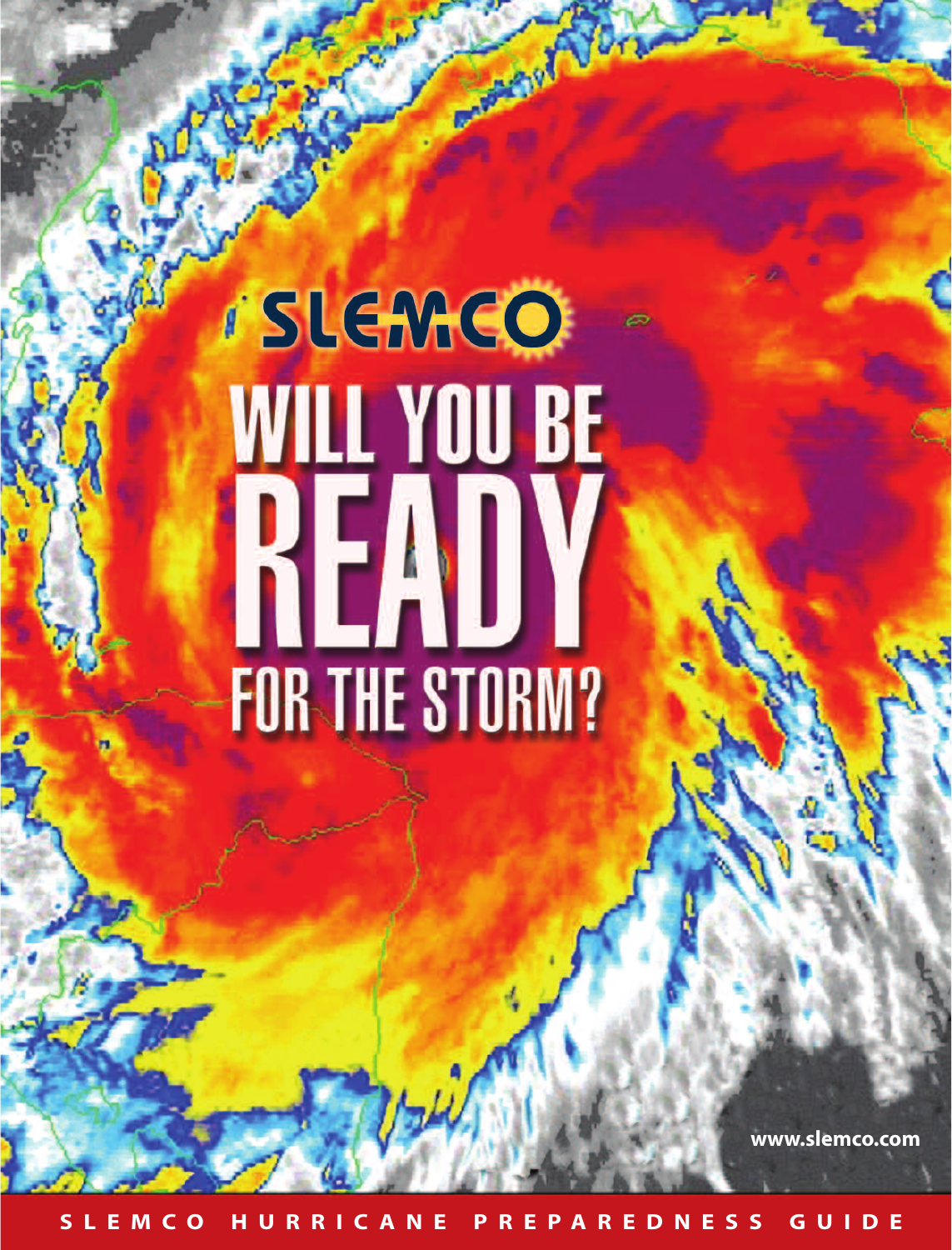SLEMCO

# WILL YOU BE READY FOR THE STORM?

www.slemco.com

SLEMCO HURRICANE PREPAREDNESS GUIDE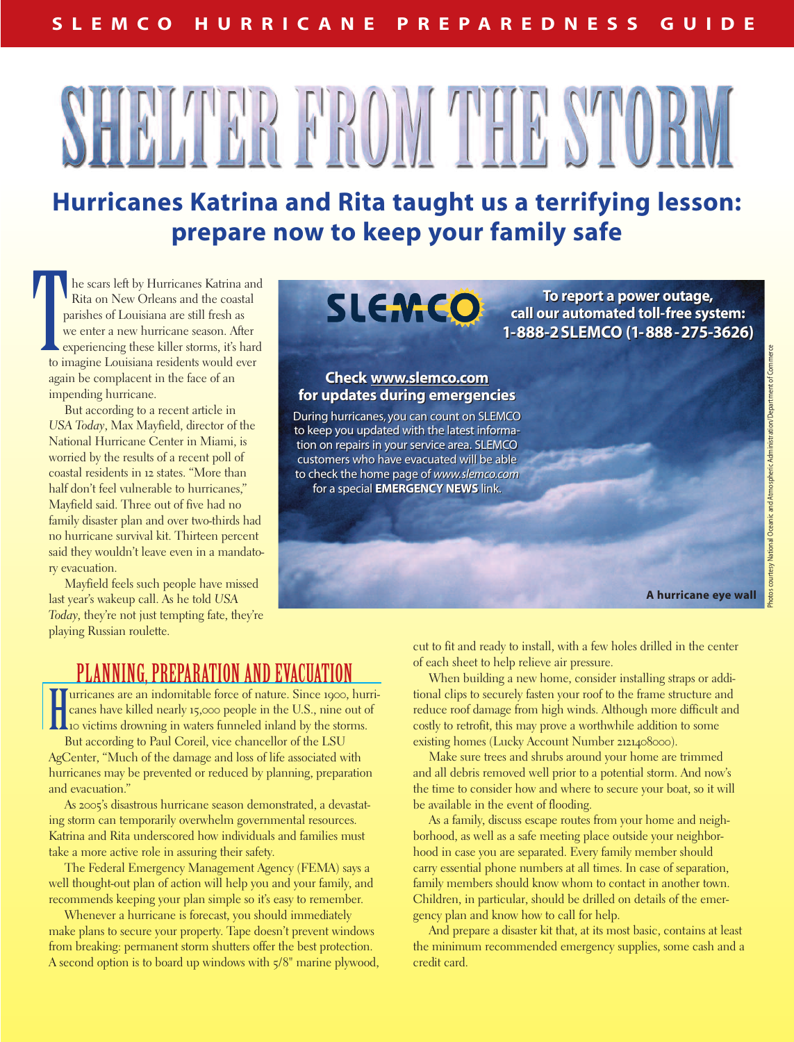# SHELTER FROM THE STORM

## Hurricanes Katrina and Rita taught us a terrifying lesson: prepare now to keep your family safe

The scars left by Hurricanes Katrina and Rita on New Orleans and the coastal parishes of Louisiana are still fresh as we enter a new hurricane season. After experiencing these killer storms, it's hard to imagine Louisiana residents would ever again be complacent in the face of an impending hurricane.

But according to a recent article in *USA Today*, Max Mayfield, director of the National Hurricane Center in Miami, is worried by the results of a recent poll of coastal residents in 12 states. "More than half don't feel vulnerable to hurricanes," Mayfield said. Three out of five had no family disaster plan and over two-thirds had no hurricane survival kit. Thirteen percent said they wouldn't leave even in a mandatory evacuation.

Mayfield feels such people have missed last year's wakeup call. As he told *USA Today*, they're not just tempting fate, they're playing Russian roulette.

**SLEMCO**

**To report a power outage, call our automated toll-free system: 1-888-2 SLEMCO (1-888-275-3626)**

**Check www.slemco.com for updates during emergencies**

During hurricanes, you can count on SLEMCO to keep you updated with the latest information on repairs in your service area. SLEMCO customers who have evacuated will be able to check the home page of *www.slemco.com* for a special **EMERGENCY NEWS** link.

**A hurricane eye wall**

Photos courtesy National Oceanic and Atmospheric Administration/Department of Commerce

## PLANNING, PREPARATION AND EVACUATION

Hurricanes are an indomitable force of nature. Since 1900, hurricanes have killed nearly 15,000 people in the U.S., nine out of 10 victims drowning in waters funneled inland by the storms.

But according to Paul Coreil, vice chancellor of the LSU AgCenter, "Much of the damage and loss of life associated with hurricanes may be prevented or reduced by planning, preparation and evacuation."

As 2005's disastrous hurricane season demonstrated, a devastating storm can temporarily overwhelm governmental resources. Katrina and Rita underscored how individuals and families must take a more active role in assuring their safety.

The Federal Emergency Management Agency (FEMA) says a well thought-out plan of action will help you and your family, and recommends keeping your plan simple so it's easy to remember.

Whenever a hurricane is forecast, you should immediately make plans to secure your property. Tape doesn't prevent windows from breaking: permanent storm shutters offer the best protection. A second option is to board up windows with 5/8" marine plywood, cut to fit and ready to install, with a few holes drilled in the center of each sheet to help relieve air pressure.

When building a new home, consider installing straps or additional clips to securely fasten your roof to the frame structure and reduce roof damage from high winds. Although more difficult and costly to retrofit, this may prove a worthwhile addition to some existing homes (Lucky Account Number 2121408000).

Make sure trees and shrubs around your home are trimmed and all debris removed well prior to a potential storm. And now's the time to consider how and where to secure your boat, so it will be available in the event of flooding.

As a family, discuss escape routes from your home and neighborhood, as well as a safe meeting place outside your neighborhood in case you are separated. Every family member should carry essential phone numbers at all times. In case of separation, family members should know whom to contact in another town. Children, in particular, should be drilled on details of the emergency plan and know how to call for help.

And prepare a disaster kit that, at its most basic, contains at least the minimum recommended emergency supplies, some cash and a credit card.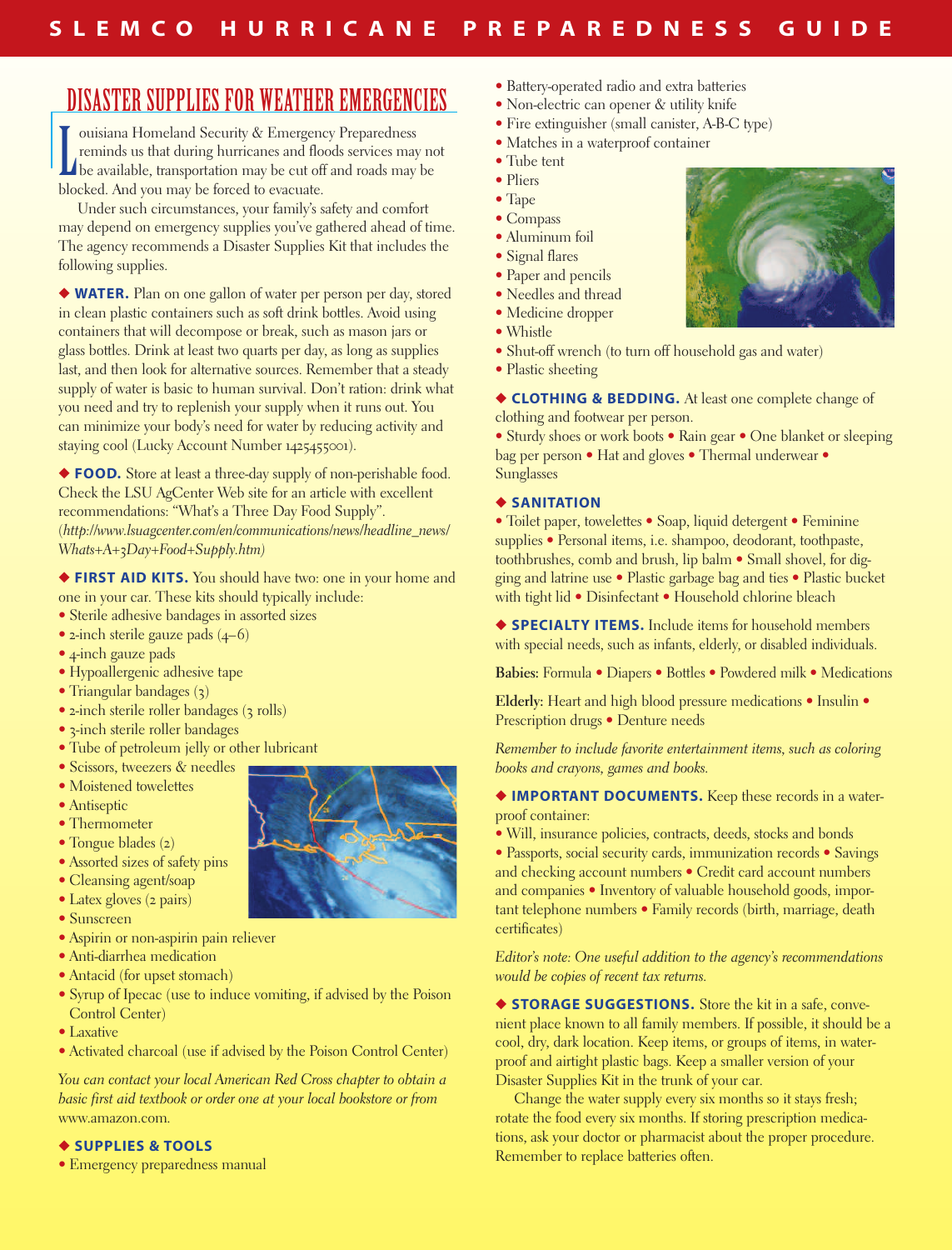## DISASTER SUPPLIES FOR WEATHER EMERGENCIES

Louisiana Homeland Security & Emergency Preparedness reminds us that during hurricanes and floods services may not be available, transportation may be cut off and roads may be blocked. And you may be forced to evacuate.

Under such circumstances, your family's safety and comfort may depend on emergency supplies you've gathered ahead of time. The agency recommends a Disaster Supplies Kit that includes the following supplies.

◆ **WATER.** Plan on one gallon of water per person per day, stored in clean plastic containers such as soft drink bottles. Avoid using containers that will decompose or break, such as mason jars or glass bottles. Drink at least two quarts per day, as long as supplies last, and then look for alternative sources. Remember that a steady supply of water is basic to human survival. Don't ration: drink what you need and try to replenish your supply when it runs out. You can minimize your body's need for water by reducing activity and staying cool (Lucky Account Number 1425455001).

◆ **FOOD.** Store at least a three-day supply of non-perishable food. Check the LSU AgCenter Web site for an article with excellent recommendations: "What's a Three Day Food Supply". (*http://www.lsuagcenter.com/en/communications/news/headline_news/Whats+A+3Day+Food+Supply.htm)*

◆ **FIRST AID KITS.** You should have two: one in your home and one in your car. These kits should typically include:

- Sterile adhesive bandages in assorted sizes
- 2-inch sterile gauze pads (4–6)
- 4-inch gauze pads
- Hypoallergenic adhesive tape
- Triangular bandages (3)
- 2-inch sterile roller bandages (3 rolls)
- 3-inch sterile roller bandages
- Tube of petroleum jelly or other lubricant
- Scissors, tweezers & needles
- Moistened towelettes
- Antiseptic
- Thermometer
- Tongue blades (2)
- Assorted sizes of safety pins
- Cleansing agent/soap
- Latex gloves (2 pairs)
- Sunscreen
- Aspirin or non-aspirin pain reliever
- Anti-diarrhea medication
- Antacid (for upset stomach)
- Syrup of Ipecac (use to induce vomiting, if advised by the Poison Control Center)
- Laxative
- Activated charcoal (use if advised by the Poison Control Center)

*You can contact your local American Red Cross chapter to obtain a basic first aid textbook or order one at your local bookstore or from* www.amazon.com.

◆ **SUPPLIES & TOOLS**

- Emergency preparedness manual
- Battery-operated radio and extra batteries
- Non-electric can opener & utility knife
- Fire extinguisher (small canister, A-B-C type)
- Matches in a waterproof container
- Tube tent
- Pliers
- Tape
- Compass
- Aluminum foil
- Signal flares
- Paper and pencils
- Needles and thread
- Medicine dropper
- Whistle
- Shut-off wrench (to turn off household gas and water)
- Plastic sheeting

◆ **CLOTHING & BEDDING.** At least one complete change of clothing and footwear per person.

• Sturdy shoes or work boots • Rain gear • One blanket or sleeping bag per person • Hat and gloves • Thermal underwear • Sunglasses

◆ **SANITATION**

• Toilet paper, towelettes • Soap, liquid detergent • Feminine supplies • Personal items, i.e. shampoo, deodorant, toothpaste, toothbrushes, comb and brush, lip balm • Small shovel, for digging and latrine use • Plastic garbage bag and ties • Plastic bucket with tight lid • Disinfectant • Household chlorine bleach

◆ **SPECIALTY ITEMS.** Include items for household members with special needs, such as infants, elderly, or disabled individuals.

**Babies:** Formula • Diapers • Bottles • Powdered milk • Medications

**Elderly:** Heart and high blood pressure medications • Insulin • Prescription drugs • Denture needs

*Remember to include favorite entertainment items, such as coloring books and crayons, games and books.*

◆ **IMPORTANT DOCUMENTS.** Keep these records in a waterproof container:

• Will, insurance policies, contracts, deeds, stocks and bonds
• Passports, social security cards, immunization records • Savings and checking account numbers • Credit card account numbers and companies • Inventory of valuable household goods, important telephone numbers • Family records (birth, marriage, death certificates)

*Editor's note: One useful addition to the agency's recommendations would be copies of recent tax returns.*

◆ **STORAGE SUGGESTIONS.** Store the kit in a safe, convenient place known to all family members. If possible, it should be a cool, dry, dark location. Keep items, or groups of items, in waterproof and airtight plastic bags. Keep a smaller version of your Disaster Supplies Kit in the trunk of your car.

Change the water supply every six months so it stays fresh; rotate the food every six months. If storing prescription medications, ask your doctor or pharmacist about the proper procedure. Remember to replace batteries often.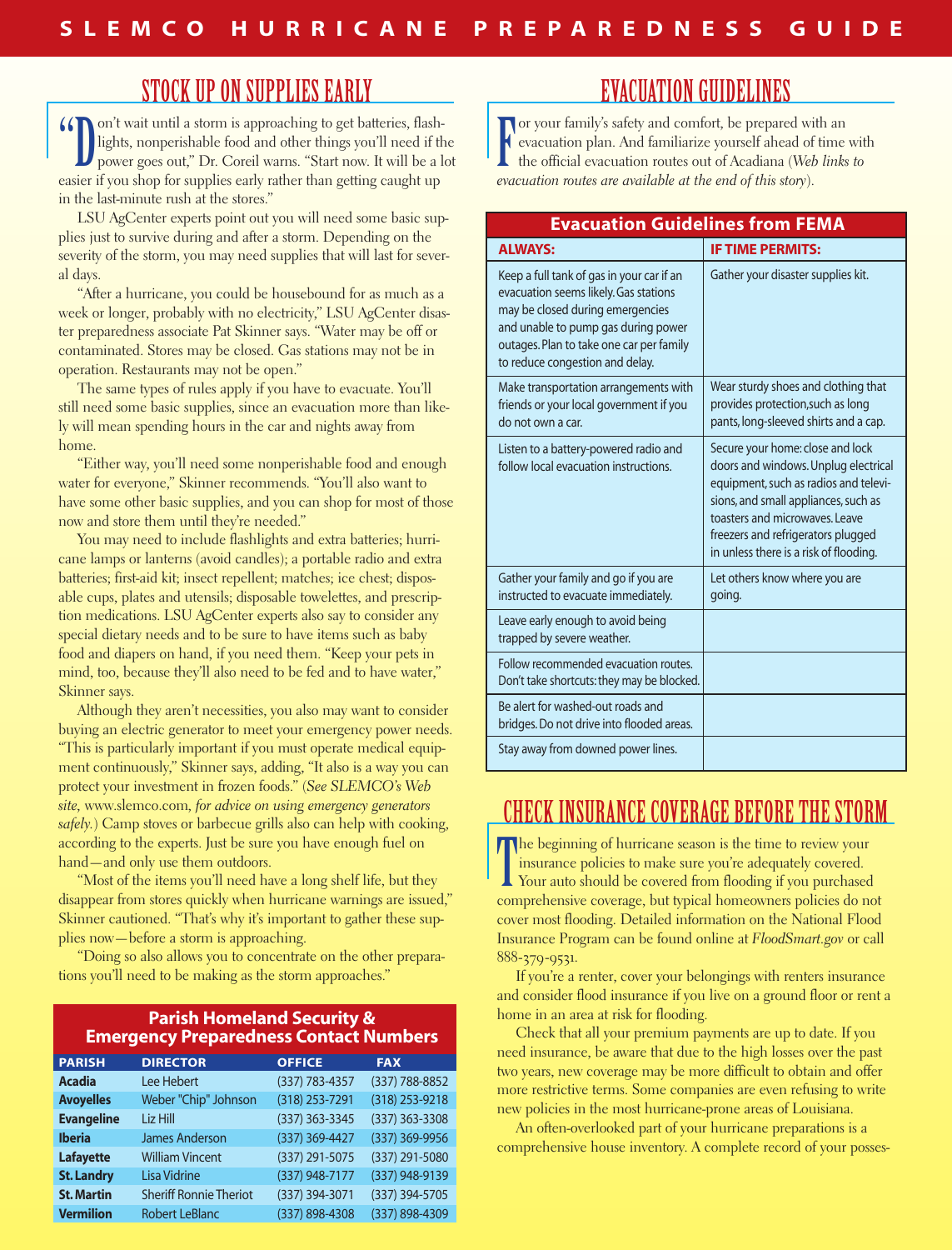# SLEMCO HURRICANE PREPAREDNESS GUIDE

## STOCK UP ON SUPPLIES EARLY

"Don't wait until a storm is approaching to get batteries, flashlights, nonperishable food and other things you'll need if the power goes out," Dr. Coreil warns. "Start now. It will be a lot easier if you shop for supplies early rather than getting caught up in the last-minute rush at the stores."

LSU AgCenter experts point out you will need some basic supplies just to survive during and after a storm. Depending on the severity of the storm, you may need supplies that will last for several days.

"After a hurricane, you could be housebound for as much as a week or longer, probably with no electricity," LSU AgCenter disaster preparedness associate Pat Skinner says. "Water may be off or contaminated. Stores may be closed. Gas stations may not be in operation. Restaurants may not be open."

The same types of rules apply if you have to evacuate. You'll still need some basic supplies, since an evacuation more than likely will mean spending hours in the car and nights away from home.

"Either way, you'll need some nonperishable food and enough water for everyone," Skinner recommends. "You'll also want to have some other basic supplies, and you can shop for most of those now and store them until they're needed."

You may need to include flashlights and extra batteries; hurricane lamps or lanterns (avoid candles); a portable radio and extra batteries; first-aid kit; insect repellent; matches; ice chest; disposable cups, plates and utensils; disposable towelettes, and prescription medications. LSU AgCenter experts also say to consider any special dietary needs and to be sure to have items such as baby food and diapers on hand, if you need them. "Keep your pets in mind, too, because they'll also need to be fed and to have water," Skinner says.

Although they aren't necessities, you also may want to consider buying an electric generator to meet your emergency power needs. "This is particularly important if you must operate medical equipment continuously," Skinner says, adding, "It also is a way you can protect your investment in frozen foods." (*See SLEMCO's Web site*, www.slemco.com, *for advice on using emergency generators safely.*) Camp stoves or barbecue grills also can help with cooking, according to the experts. Just be sure you have enough fuel on hand—and only use them outdoors.

"Most of the items you'll need have a long shelf life, but they disappear from stores quickly when hurricane warnings are issued," Skinner cautioned. "That's why it's important to gather these supplies now—before a storm is approaching.

"Doing so also allows you to concentrate on the other preparations you'll need to be making as the storm approaches."

**Parish Homeland Security & Emergency Preparedness Contact Numbers**

| PARISH | DIRECTOR | OFFICE | FAX |
|---|---|---|---|
| **Acadia** | Lee Hebert | (337) 783-4357 | (337) 788-8852 |
| **Avoyelles** | Weber "Chip" Johnson | (318) 253-7291 | (318) 253-9218 |
| **Evangeline** | Liz Hill | (337) 363-3345 | (337) 363-3308 |
| **Iberia** | James Anderson | (337) 369-4427 | (337) 369-9956 |
| **Lafayette** | William Vincent | (337) 291-5075 | (337) 291-5080 |
| **St. Landry** | Lisa Vidrine | (337) 948-7177 | (337) 948-9139 |
| **St. Martin** | Sheriff Ronnie Theriot | (337) 394-3071 | (337) 394-5705 |
| **Vermilion** | Robert LeBlanc | (337) 898-4308 | (337) 898-4309 |

## EVACUATION GUIDELINES

For your family's safety and comfort, be prepared with an evacuation plan. And familiarize yourself ahead of time with the official evacuation routes out of Acadiana (*Web links to evacuation routes are available at the end of this story*).

**Evacuation Guidelines from FEMA**

| ALWAYS: | IF TIME PERMITS: |
|---|---|
| Keep a full tank of gas in your car if an evacuation seems likely. Gas stations may be closed during emergencies and unable to pump gas during power outages. Plan to take one car per family to reduce congestion and delay. | Gather your disaster supplies kit. |
| Make transportation arrangements with friends or your local government if you do not own a car. | Wear sturdy shoes and clothing that provides protection, such as long pants, long-sleeved shirts and a cap. |
| Listen to a battery-powered radio and follow local evacuation instructions. | Secure your home: close and lock doors and windows. Unplug electrical equipment, such as radios and televisions, and small appliances, such as toasters and microwaves. Leave freezers and refrigerators plugged in unless there is a risk of flooding. |
| Gather your family and go if you are instructed to evacuate immediately. | Let others know where you are going. |
| Leave early enough to avoid being trapped by severe weather. | |
| Follow recommended evacuation routes. Don't take shortcuts: they may be blocked. | |
| Be alert for washed-out roads and bridges. Do not drive into flooded areas. | |
| Stay away from downed power lines. | |

## CHECK INSURANCE COVERAGE BEFORE THE STORM

The beginning of hurricane season is the time to review your insurance policies to make sure you're adequately covered. Your auto should be covered from flooding if you purchased comprehensive coverage, but typical homeowners policies do not cover most flooding. Detailed information on the National Flood Insurance Program can be found online at *FloodSmart.gov* or call 888-379-9531.

If you're a renter, cover your belongings with renters insurance and consider flood insurance if you live on a ground floor or rent a home in an area at risk for flooding.

Check that all your premium payments are up to date. If you need insurance, be aware that due to the high losses over the past two years, new coverage may be more difficult to obtain and offer more restrictive terms. Some companies are even refusing to write new policies in the most hurricane-prone areas of Louisiana.

An often-overlooked part of your hurricane preparations is a comprehensive house inventory. A complete record of your posses-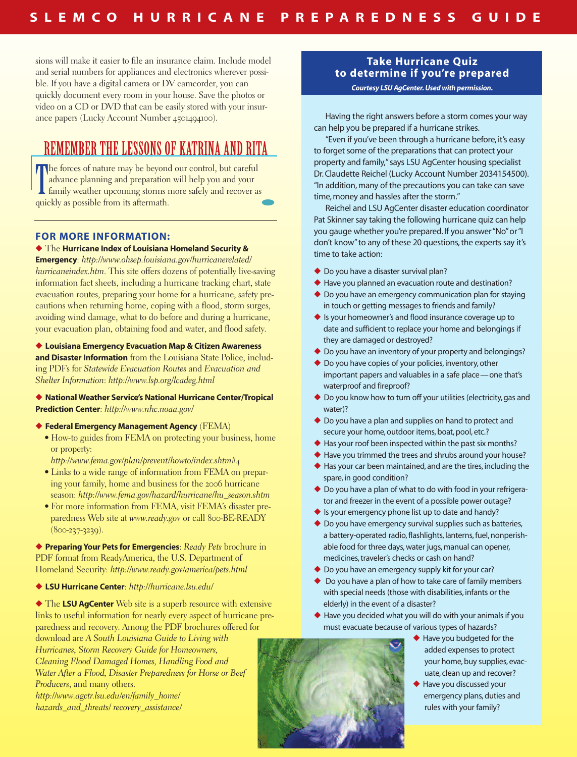sions will make it easier to file an insurance claim. Include model and serial numbers for appliances and electronics wherever possible. If you have a digital camera or DV camcorder, you can quickly document every room in your house. Save the photos or video on a CD or DVD that can be easily stored with your insurance papers (Lucky Account Number 4501494100).

## REMEMBER THE LESSONS OF KATRINA AND RITA

The forces of nature may be beyond our control, but careful advance planning and preparation will help you and your family weather upcoming storms more safely and recover as quickly as possible from its aftermath.

### FOR MORE INFORMATION:

◆ The **Hurricane Index of Louisiana Homeland Security & Emergency**: *http://www.ohsep.louisiana.gov/hurricanerelated/hurricaneindex.htm*. This site offers dozens of potentially live-saving information fact sheets, including a hurricane tracking chart, state evacuation routes, preparing your home for a hurricane, safety precautions when returning home, coping with a flood, storm surges, avoiding wind damage, what to do before and during a hurricane, your evacuation plan, obtaining food and water, and flood safety.

◆ **Louisiana Emergency Evacuation Map & Citizen Awareness and Disaster Information** from the Louisiana State Police, including PDFs for *Statewide Evacuation Routes* and *Evacuation and Shelter Information*: *http://www.lsp.org/lcadeg.html*

◆ **National Weather Service's National Hurricane Center/Tropical Prediction Center**: *http://www.nhc.noaa.gov/*

◆ **Federal Emergency Management Agency** (FEMA)

- How-to guides from FEMA on protecting your business, home or property: *http://www.fema.gov/plan/prevent/howto/index.shtm#4*
- Links to a wide range of information from FEMA on preparing your family, home and business for the 2006 hurricane season: *http://www.fema.gov/hazard/hurricane/hu_season.shtm*
- For more information from FEMA, visit FEMA's disaster preparedness Web site at *www.ready.gov* or call 800-BE-READY (800-237-3239).

◆ **Preparing Your Pets for Emergencies**: *Ready Pets* brochure in PDF format from ReadyAmerica, the U.S. Department of Homeland Security: *http://www.ready.gov/america/pets.html*

◆ **LSU Hurricane Center**: *http://hurricane.lsu.edu/*

◆ The **LSU AgCenter** Web site is a superb resource with extensive links to useful information for nearly every aspect of hurricane preparedness and recovery. Among the PDF brochures offered for download are *A South Louisiana Guide to Living with Hurricanes, Storm Recovery Guide for Homeowners, Cleaning Flood Damaged Homes, Handling Food and Water After a Flood, Disaster Preparedness for Horse or Beef Producers*, and many others. *http://www.agctr.lsu.edu/en/family_home/hazards_and_threats/ recovery_assistance/*

## Take Hurricane Quiz to determine if you're prepared

***Courtesy LSU AgCenter. Used with permission.***

Having the right answers before a storm comes your way can help you be prepared if a hurricane strikes.

"Even if you've been through a hurricane before, it's easy to forget some of the preparations that can protect your property and family," says LSU AgCenter housing specialist Dr. Claudette Reichel (Lucky Account Number 2034154500). "In addition, many of the precautions you can take can save time, money and hassles after the storm."

Reichel and LSU AgCenter disaster education coordinator Pat Skinner say taking the following hurricane quiz can help you gauge whether you're prepared. If you answer "No" or "I don't know" to any of these 20 questions, the experts say it's time to take action:

- ◆ Do you have a disaster survival plan?
- ◆ Have you planned an evacuation route and destination?
- ◆ Do you have an emergency communication plan for staying in touch or getting messages to friends and family?
- ◆ Is your homeowner's and flood insurance coverage up to date and sufficient to replace your home and belongings if they are damaged or destroyed?
- ◆ Do you have an inventory of your property and belongings?
- ◆ Do you have copies of your policies, inventory, other important papers and valuables in a safe place — one that's waterproof and fireproof?
- ◆ Do you know how to turn off your utilities (electricity, gas and water)?
- ◆ Do you have a plan and supplies on hand to protect and secure your home, outdoor items, boat, pool, etc.?
- ◆ Has your roof been inspected within the past six months?
- ◆ Have you trimmed the trees and shrubs around your house?
- ◆ Has your car been maintained, and are the tires, including the spare, in good condition?
- ◆ Do you have a plan of what to do with food in your refrigerator and freezer in the event of a possible power outage?
- ◆ Is your emergency phone list up to date and handy?
- ◆ Do you have emergency survival supplies such as batteries, a battery-operated radio, flashlights, lanterns, fuel, nonperishable food for three days, water jugs, manual can opener, medicines, traveler's checks or cash on hand?
- ◆ Do you have an emergency supply kit for your car?
- ◆ Do you have a plan of how to take care of family members with special needs (those with disabilities, infants or the elderly) in the event of a disaster?
- ◆ Have you decided what you will do with your animals if you must evacuate because of various types of hazards?
- ◆ Have you budgeted for the added expenses to protect your home, buy supplies, evacuate, clean up and recover?
- ◆ Have you discussed your emergency plans, duties and rules with your family?